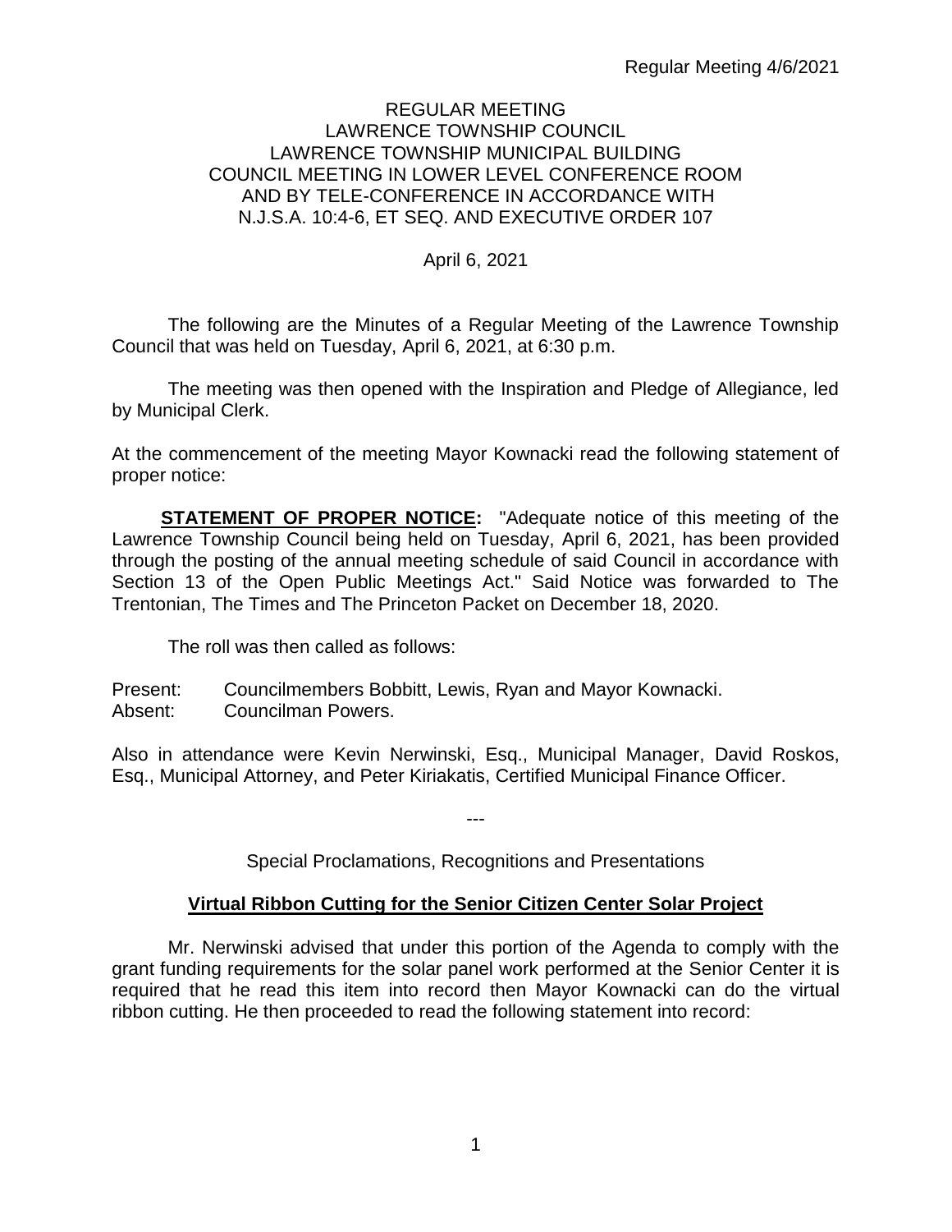# REGULAR MEETING
# LAWRENCE TOWNSHIP COUNCIL
# LAWRENCE TOWNSHIP MUNICIPAL BUILDING
# COUNCIL MEETING IN LOWER LEVEL CONFERENCE ROOM AND BY TELE-CONFERENCE IN ACCORDANCE WITH N.J.S.A. 10:4-6, ET SEQ. AND EXECUTIVE ORDER 107

April 6, 2021

The following are the Minutes of a Regular Meeting of the Lawrence Township Council that was held on Tuesday, April 6, 2021, at 6:30 p.m.

The meeting was then opened with the Inspiration and Pledge of Allegiance, led by Municipal Clerk.

At the commencement of the meeting Mayor Kownacki read the following statement of proper notice:

**STATEMENT OF PROPER NOTICE:** "Adequate notice of this meeting of the Lawrence Township Council being held on Tuesday, April 6, 2021, has been provided through the posting of the annual meeting schedule of said Council in accordance with Section 13 of the Open Public Meetings Act." Said Notice was forwarded to The Trentonian, The Times and The Princeton Packet on December 18, 2020.

The roll was then called as follows:

Present: Councilmembers Bobbitt, Lewis, Ryan and Mayor Kownacki.
Absent: Councilman Powers.

Also in attendance were Kevin Nerwinski, Esq., Municipal Manager, David Roskos, Esq., Municipal Attorney, and Peter Kiriakatis, Certified Municipal Finance Officer.

---

Special Proclamations, Recognitions and Presentations

**Virtual Ribbon Cutting for the Senior Citizen Center Solar Project**

Mr. Nerwinski advised that under this portion of the Agenda to comply with the grant funding requirements for the solar panel work performed at the Senior Center it is required that he read this item into record then Mayor Kownacki can do the virtual ribbon cutting. He then proceeded to read the following statement into record: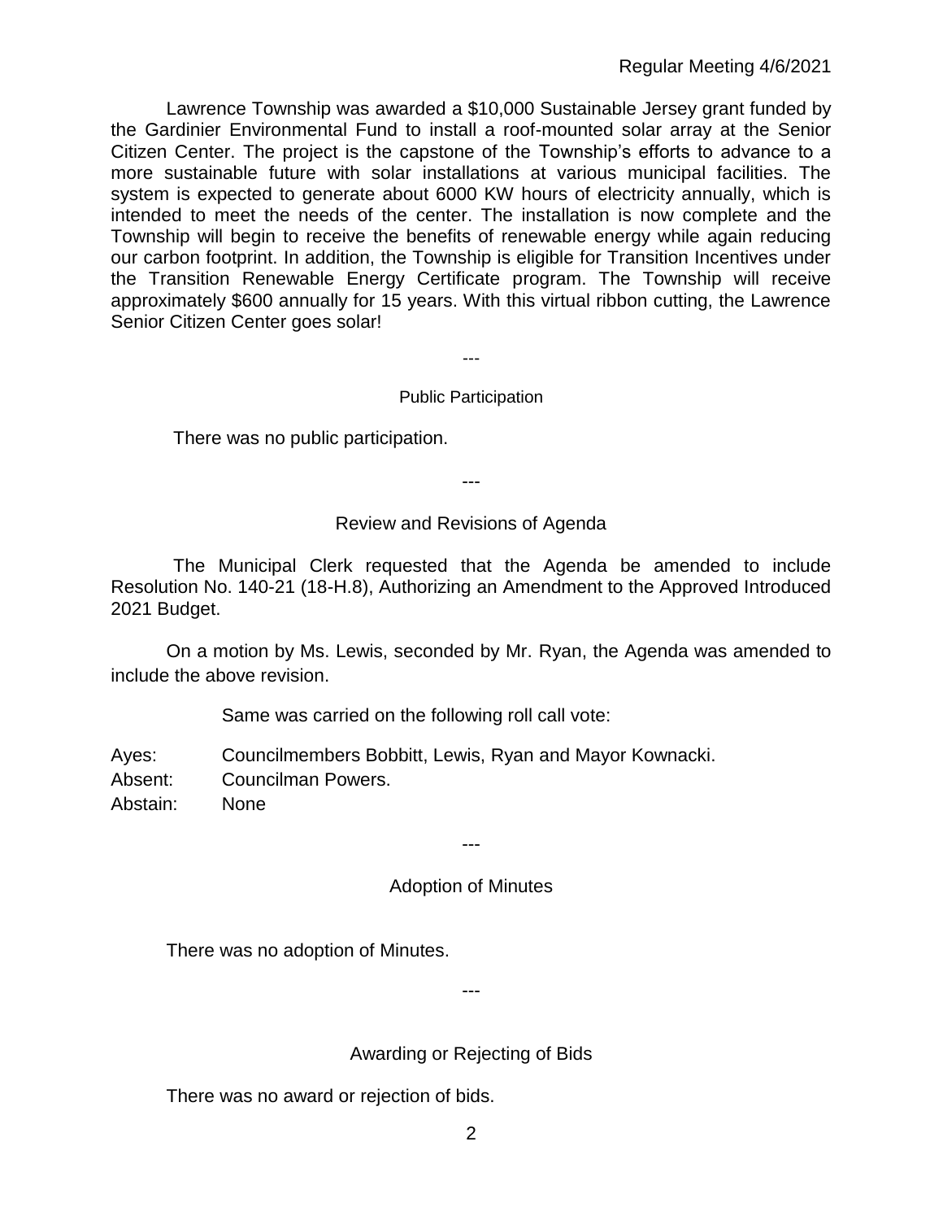Lawrence Township was awarded a $10,000 Sustainable Jersey grant funded by the Gardinier Environmental Fund to install a roof-mounted solar array at the Senior Citizen Center. The project is the capstone of the Township's efforts to advance to a more sustainable future with solar installations at various municipal facilities. The system is expected to generate about 6000 KW hours of electricity annually, which is intended to meet the needs of the center. The installation is now complete and the Township will begin to receive the benefits of renewable energy while again reducing our carbon footprint. In addition, the Township is eligible for Transition Incentives under the Transition Renewable Energy Certificate program. The Township will receive approximately $600 annually for 15 years. With this virtual ribbon cutting, the Lawrence Senior Citizen Center goes solar!

---

## Public Participation

There was no public participation.

---

## Review and Revisions of Agenda

The Municipal Clerk requested that the Agenda be amended to include Resolution No. 140-21 (18-H.8), Authorizing an Amendment to the Approved Introduced 2021 Budget.

On a motion by Ms. Lewis, seconded by Mr. Ryan, the Agenda was amended to include the above revision.

Same was carried on the following roll call vote:

Ayes: Councilmembers Bobbitt, Lewis, Ryan and Mayor Kownacki.
Absent: Councilman Powers.
Abstain: None

---

## Adoption of Minutes

There was no adoption of Minutes.

---

## Awarding or Rejecting of Bids

There was no award or rejection of bids.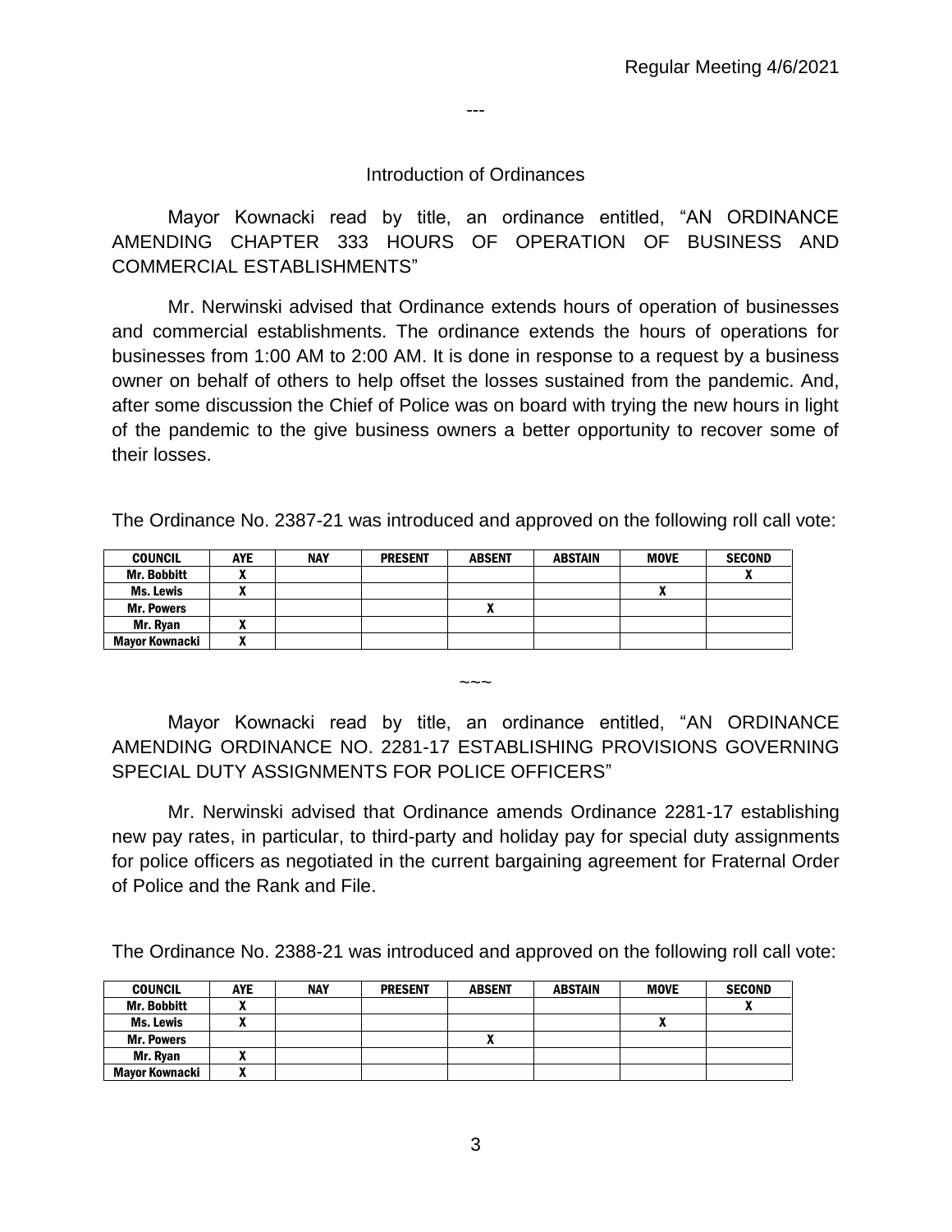---

## Introduction of Ordinances

Mayor Kownacki read by title, an ordinance entitled, "AN ORDINANCE AMENDING CHAPTER 333 HOURS OF OPERATION OF BUSINESS AND COMMERCIAL ESTABLISHMENTS"

Mr. Nerwinski advised that Ordinance extends hours of operation of businesses and commercial establishments. The ordinance extends the hours of operations for businesses from 1:00 AM to 2:00 AM. It is done in response to a request by a business owner on behalf of others to help offset the losses sustained from the pandemic. And, after some discussion the Chief of Police was on board with trying the new hours in light of the pandemic to the give business owners a better opportunity to recover some of their losses.

The Ordinance No. 2387-21 was introduced and approved on the following roll call vote:

| COUNCIL | AYE | NAY | PRESENT | ABSENT | ABSTAIN | MOVE | SECOND |
|---|---|---|---|---|---|---|---|
| Mr. Bobbitt | X | | | | | | X |
| Ms. Lewis | X | | | | | X | |
| Mr. Powers | | | | X | | | |
| Mr. Ryan | X | | | | | | |
| Mayor Kownacki | X | | | | | | |

~~~

Mayor Kownacki read by title, an ordinance entitled, "AN ORDINANCE AMENDING ORDINANCE NO. 2281-17 ESTABLISHING PROVISIONS GOVERNING SPECIAL DUTY ASSIGNMENTS FOR POLICE OFFICERS"

Mr. Nerwinski advised that Ordinance amends Ordinance 2281-17 establishing new pay rates, in particular, to third-party and holiday pay for special duty assignments for police officers as negotiated in the current bargaining agreement for Fraternal Order of Police and the Rank and File.

The Ordinance No. 2388-21 was introduced and approved on the following roll call vote:

| COUNCIL | AYE | NAY | PRESENT | ABSENT | ABSTAIN | MOVE | SECOND |
|---|---|---|---|---|---|---|---|
| Mr. Bobbitt | X | | | | | | X |
| Ms. Lewis | X | | | | | X | |
| Mr. Powers | | | | X | | | |
| Mr. Ryan | X | | | | | | |
| Mayor Kownacki | X | | | | | | |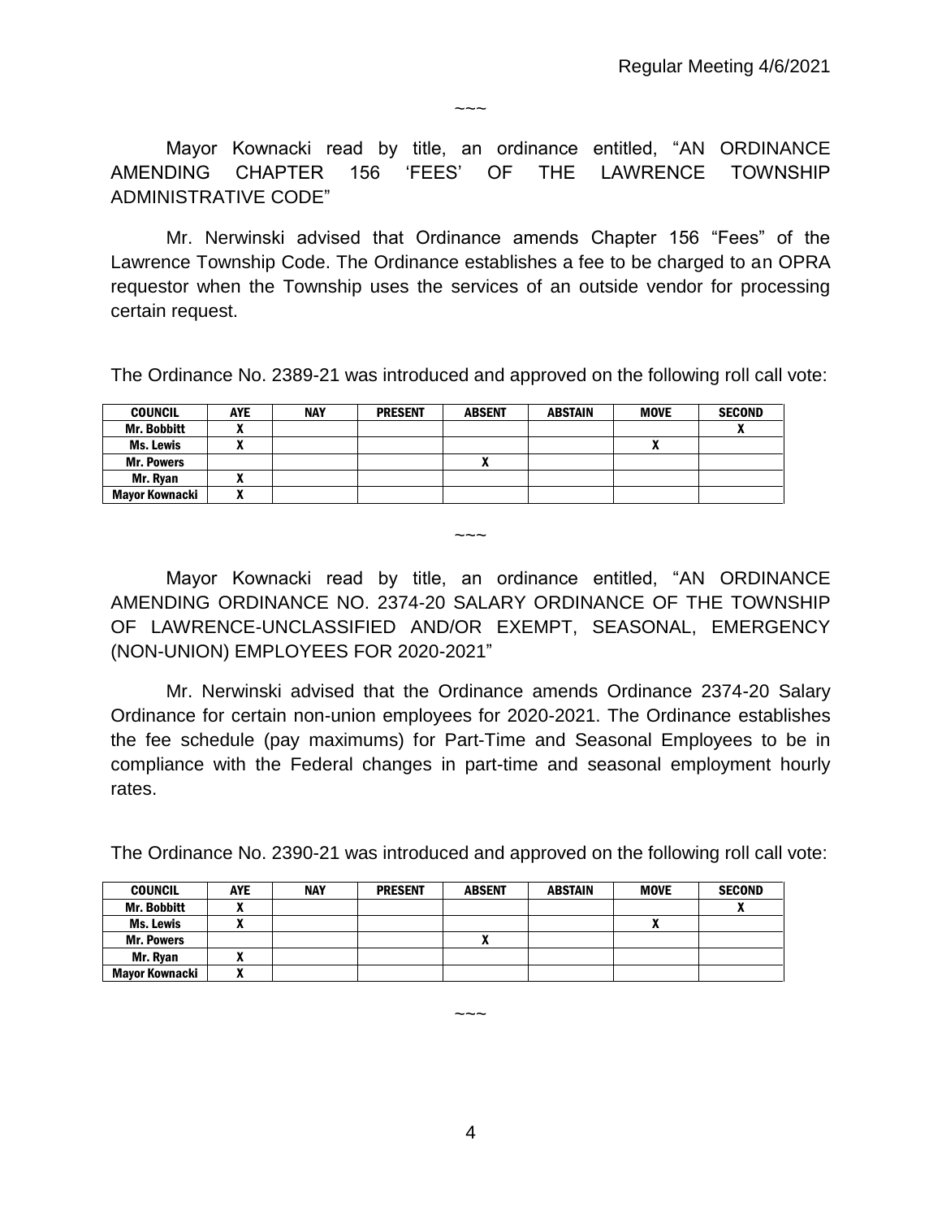~~~

Mayor Kownacki read by title, an ordinance entitled, “AN ORDINANCE AMENDING CHAPTER 156 ‘FEES’ OF THE LAWRENCE TOWNSHIP ADMINISTRATIVE CODE”

Mr. Nerwinski advised that Ordinance amends Chapter 156 “Fees” of the Lawrence Township Code. The Ordinance establishes a fee to be charged to an OPRA requestor when the Township uses the services of an outside vendor for processing certain request.

The Ordinance No. 2389-21 was introduced and approved on the following roll call vote:

| COUNCIL | AYE | NAY | PRESENT | ABSENT | ABSTAIN | MOVE | SECOND |
|---|---|---|---|---|---|---|---|
| Mr. Bobbitt | X | | | | | | X |
| Ms. Lewis | X | | | | | X | |
| Mr. Powers | | | | X | | | |
| Mr. Ryan | X | | | | | | |
| Mayor Kownacki | X | | | | | | |

~~~

Mayor Kownacki read by title, an ordinance entitled, “AN ORDINANCE AMENDING ORDINANCE NO. 2374-20 SALARY ORDINANCE OF THE TOWNSHIP OF LAWRENCE-UNCLASSIFIED AND/OR EXEMPT, SEASONAL, EMERGENCY (NON-UNION) EMPLOYEES FOR 2020-2021”

Mr. Nerwinski advised that the Ordinance amends Ordinance 2374-20 Salary Ordinance for certain non-union employees for 2020-2021. The Ordinance establishes the fee schedule (pay maximums) for Part-Time and Seasonal Employees to be in compliance with the Federal changes in part-time and seasonal employment hourly rates.

The Ordinance No. 2390-21 was introduced and approved on the following roll call vote:

| COUNCIL | AYE | NAY | PRESENT | ABSENT | ABSTAIN | MOVE | SECOND |
|---|---|---|---|---|---|---|---|
| Mr. Bobbitt | X | | | | | | X |
| Ms. Lewis | X | | | | | X | |
| Mr. Powers | | | | X | | | |
| Mr. Ryan | X | | | | | | |
| Mayor Kownacki | X | | | | | | |

~~~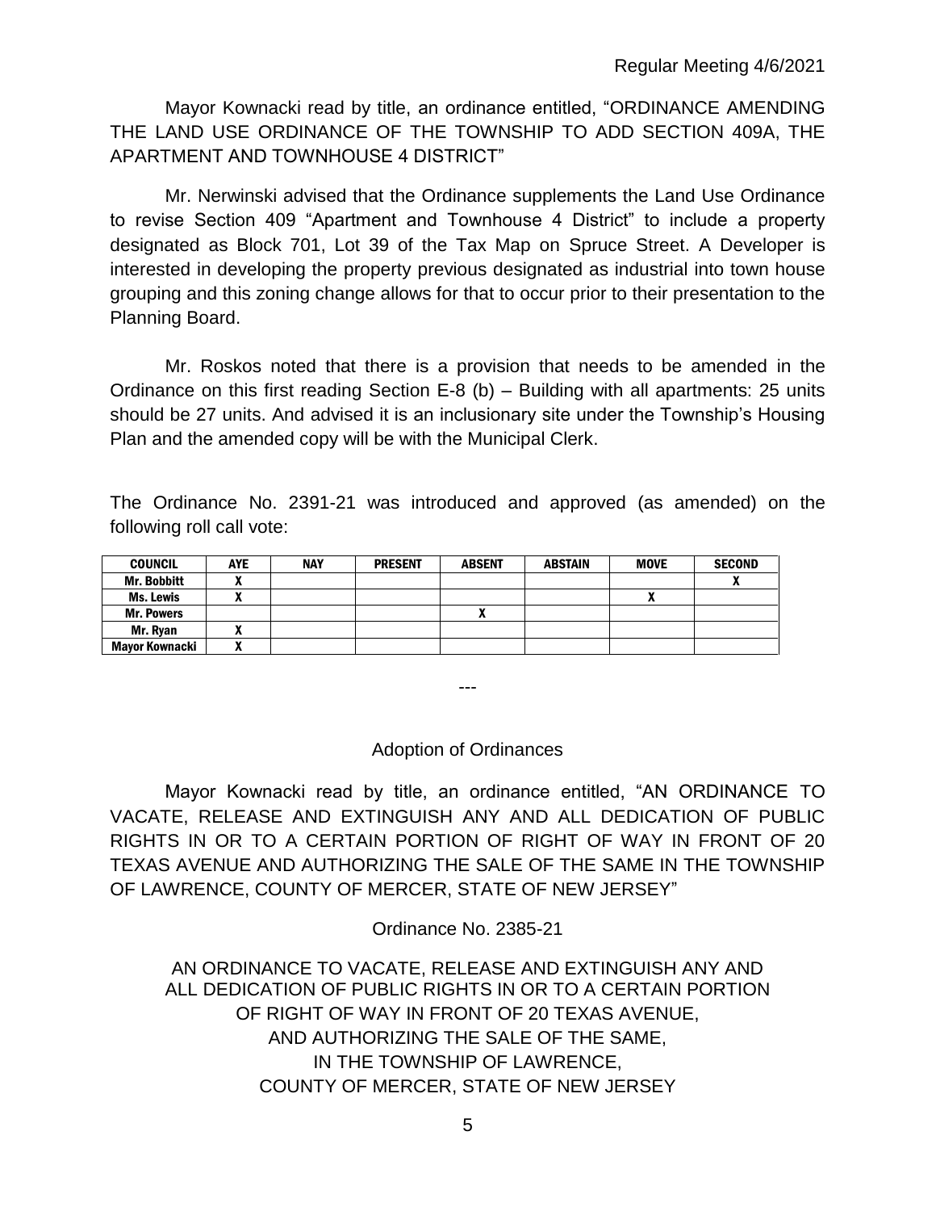Mayor Kownacki read by title, an ordinance entitled, "ORDINANCE AMENDING THE LAND USE ORDINANCE OF THE TOWNSHIP TO ADD SECTION 409A, THE APARTMENT AND TOWNHOUSE 4 DISTRICT"

Mr. Nerwinski advised that the Ordinance supplements the Land Use Ordinance to revise Section 409 "Apartment and Townhouse 4 District" to include a property designated as Block 701, Lot 39 of the Tax Map on Spruce Street. A Developer is interested in developing the property previous designated as industrial into town house grouping and this zoning change allows for that to occur prior to their presentation to the Planning Board.

Mr. Roskos noted that there is a provision that needs to be amended in the Ordinance on this first reading Section E-8 (b) – Building with all apartments: 25 units should be 27 units. And advised it is an inclusionary site under the Township's Housing Plan and the amended copy will be with the Municipal Clerk.

The Ordinance No. 2391-21 was introduced and approved (as amended) on the following roll call vote:

| COUNCIL | AYE | NAY | PRESENT | ABSENT | ABSTAIN | MOVE | SECOND |
|---|---|---|---|---|---|---|---|
| Mr. Bobbitt | X | | | | | | X |
| Ms. Lewis | X | | | | | X | |
| Mr. Powers | | | | X | | | |
| Mr. Ryan | X | | | | | | |
| Mayor Kownacki | X | | | | | | |

---

## Adoption of Ordinances

Mayor Kownacki read by title, an ordinance entitled, "AN ORDINANCE TO VACATE, RELEASE AND EXTINGUISH ANY AND ALL DEDICATION OF PUBLIC RIGHTS IN OR TO A CERTAIN PORTION OF RIGHT OF WAY IN FRONT OF 20 TEXAS AVENUE AND AUTHORIZING THE SALE OF THE SAME IN THE TOWNSHIP OF LAWRENCE, COUNTY OF MERCER, STATE OF NEW JERSEY"

Ordinance No. 2385-21

AN ORDINANCE TO VACATE, RELEASE AND EXTINGUISH ANY AND ALL DEDICATION OF PUBLIC RIGHTS IN OR TO A CERTAIN PORTION OF RIGHT OF WAY IN FRONT OF 20 TEXAS AVENUE, AND AUTHORIZING THE SALE OF THE SAME, IN THE TOWNSHIP OF LAWRENCE, COUNTY OF MERCER, STATE OF NEW JERSEY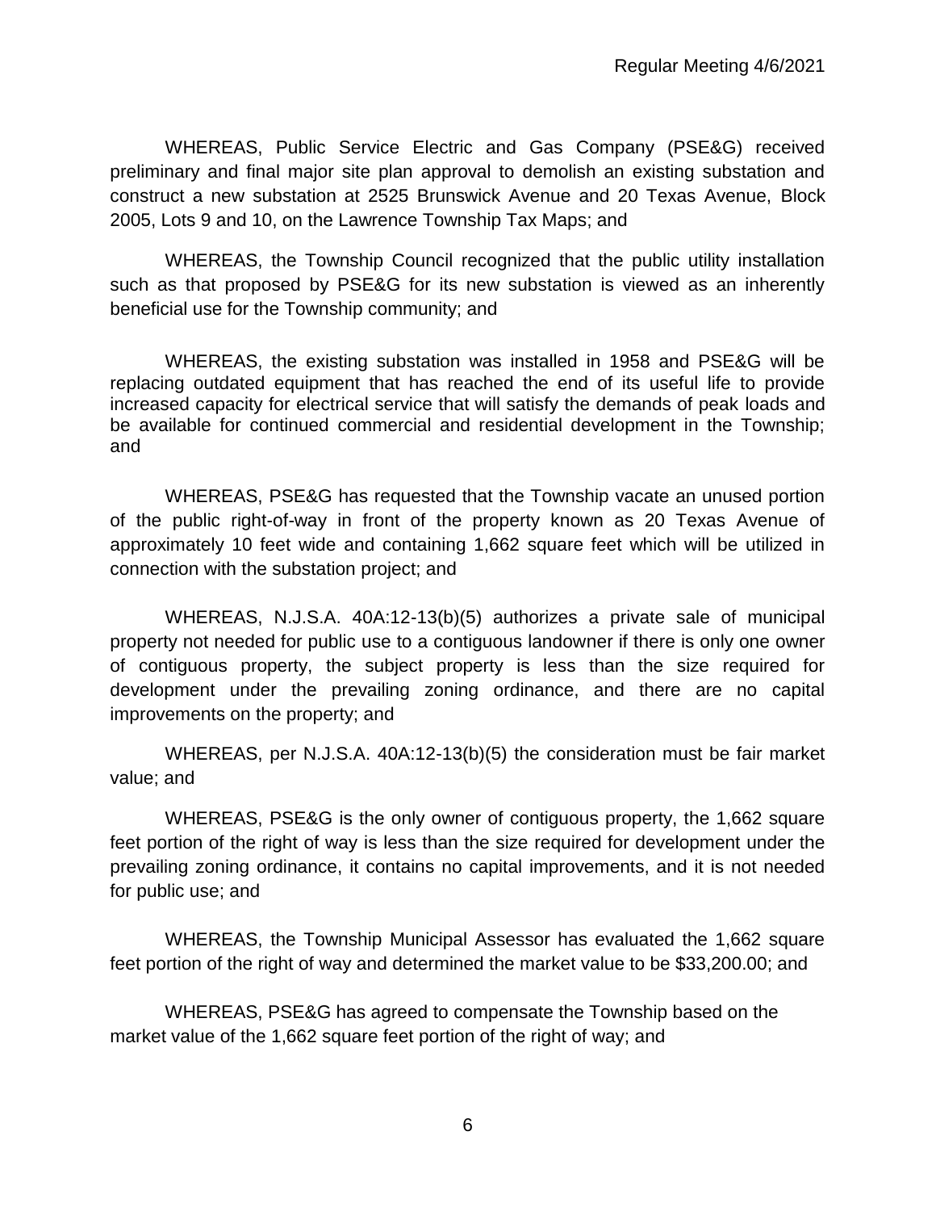WHEREAS, Public Service Electric and Gas Company (PSE&G) received preliminary and final major site plan approval to demolish an existing substation and construct a new substation at 2525 Brunswick Avenue and 20 Texas Avenue, Block 2005, Lots 9 and 10, on the Lawrence Township Tax Maps; and

WHEREAS, the Township Council recognized that the public utility installation such as that proposed by PSE&G for its new substation is viewed as an inherently beneficial use for the Township community; and

WHEREAS, the existing substation was installed in 1958 and PSE&G will be replacing outdated equipment that has reached the end of its useful life to provide increased capacity for electrical service that will satisfy the demands of peak loads and be available for continued commercial and residential development in the Township; and

WHEREAS, PSE&G has requested that the Township vacate an unused portion of the public right-of-way in front of the property known as 20 Texas Avenue of approximately 10 feet wide and containing 1,662 square feet which will be utilized in connection with the substation project; and

WHEREAS, N.J.S.A. 40A:12-13(b)(5) authorizes a private sale of municipal property not needed for public use to a contiguous landowner if there is only one owner of contiguous property, the subject property is less than the size required for development under the prevailing zoning ordinance, and there are no capital improvements on the property; and

WHEREAS, per N.J.S.A. 40A:12-13(b)(5) the consideration must be fair market value; and

WHEREAS, PSE&G is the only owner of contiguous property, the 1,662 square feet portion of the right of way is less than the size required for development under the prevailing zoning ordinance, it contains no capital improvements, and it is not needed for public use; and

WHEREAS, the Township Municipal Assessor has evaluated the 1,662 square feet portion of the right of way and determined the market value to be $33,200.00; and

WHEREAS, PSE&G has agreed to compensate the Township based on the market value of the 1,662 square feet portion of the right of way; and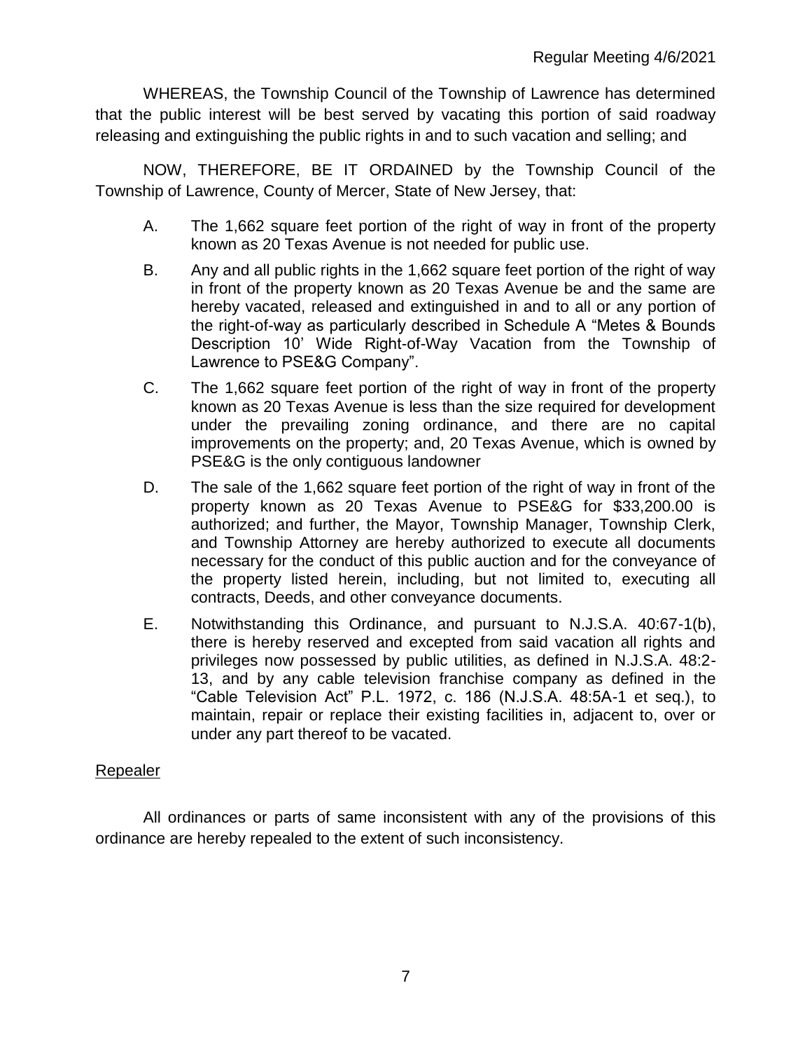WHEREAS, the Township Council of the Township of Lawrence has determined that the public interest will be best served by vacating this portion of said roadway releasing and extinguishing the public rights in and to such vacation and selling; and

NOW, THEREFORE, BE IT ORDAINED by the Township Council of the Township of Lawrence, County of Mercer, State of New Jersey, that:

A. The 1,662 square feet portion of the right of way in front of the property known as 20 Texas Avenue is not needed for public use.

B. Any and all public rights in the 1,662 square feet portion of the right of way in front of the property known as 20 Texas Avenue be and the same are hereby vacated, released and extinguished in and to all or any portion of the right-of-way as particularly described in Schedule A "Metes & Bounds Description 10' Wide Right-of-Way Vacation from the Township of Lawrence to PSE&G Company".

C. The 1,662 square feet portion of the right of way in front of the property known as 20 Texas Avenue is less than the size required for development under the prevailing zoning ordinance, and there are no capital improvements on the property; and, 20 Texas Avenue, which is owned by PSE&G is the only contiguous landowner

D. The sale of the 1,662 square feet portion of the right of way in front of the property known as 20 Texas Avenue to PSE&G for $33,200.00 is authorized; and further, the Mayor, Township Manager, Township Clerk, and Township Attorney are hereby authorized to execute all documents necessary for the conduct of this public auction and for the conveyance of the property listed herein, including, but not limited to, executing all contracts, Deeds, and other conveyance documents.

E. Notwithstanding this Ordinance, and pursuant to N.J.S.A. 40:67-1(b), there is hereby reserved and excepted from said vacation all rights and privileges now possessed by public utilities, as defined in N.J.S.A. 48:2-13, and by any cable television franchise company as defined in the "Cable Television Act" P.L. 1972, c. 186 (N.J.S.A. 48:5A-1 et seq.), to maintain, repair or replace their existing facilities in, adjacent to, over or under any part thereof to be vacated.

Repealer

All ordinances or parts of same inconsistent with any of the provisions of this ordinance are hereby repealed to the extent of such inconsistency.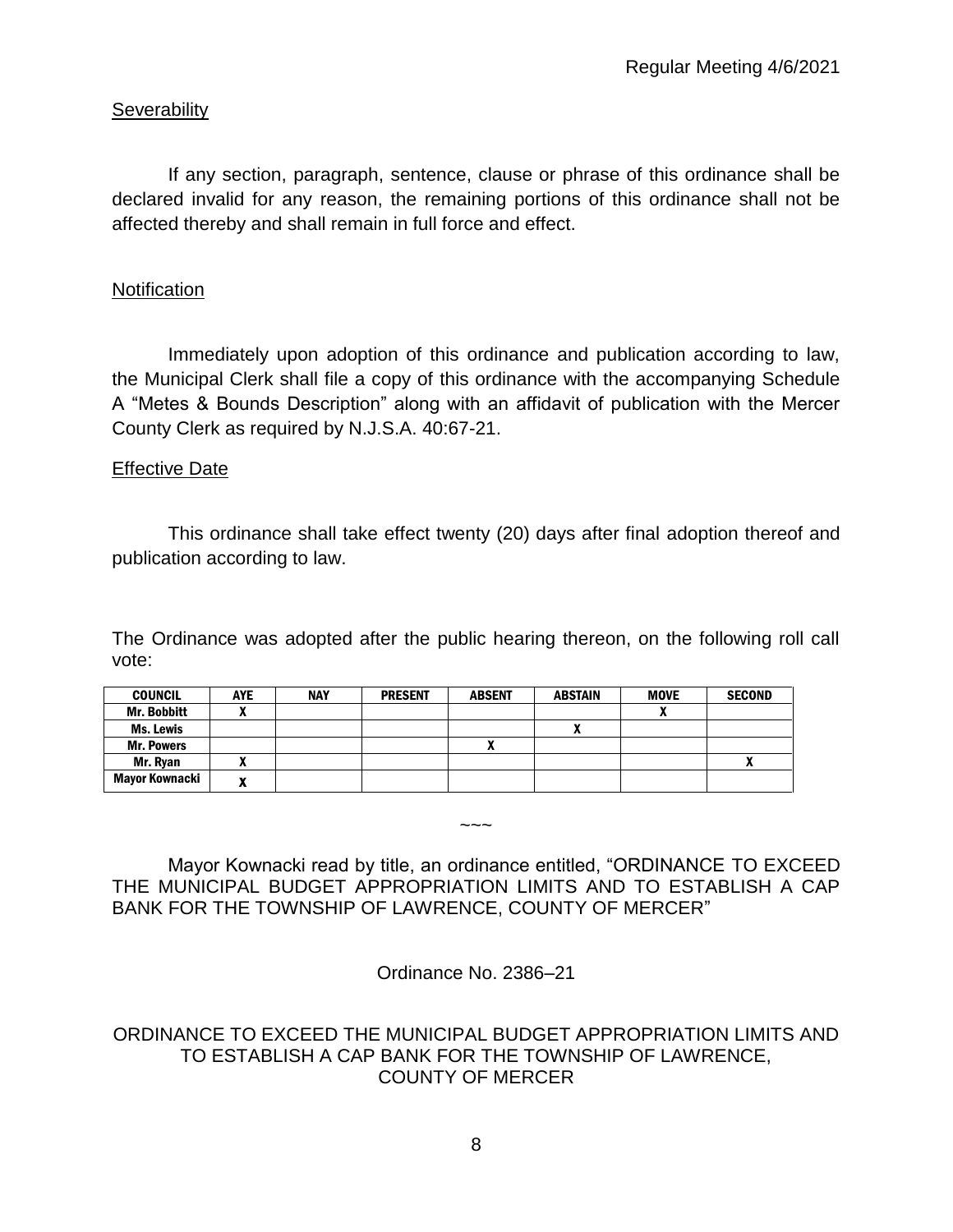Severability

If any section, paragraph, sentence, clause or phrase of this ordinance shall be declared invalid for any reason, the remaining portions of this ordinance shall not be affected thereby and shall remain in full force and effect.

Notification

Immediately upon adoption of this ordinance and publication according to law, the Municipal Clerk shall file a copy of this ordinance with the accompanying Schedule A "Metes & Bounds Description" along with an affidavit of publication with the Mercer County Clerk as required by N.J.S.A. 40:67-21.

Effective Date

This ordinance shall take effect twenty (20) days after final adoption thereof and publication according to law.

The Ordinance was adopted after the public hearing thereon, on the following roll call vote:

| COUNCIL | AYE | NAY | PRESENT | ABSENT | ABSTAIN | MOVE | SECOND |
|---|---|---|---|---|---|---|---|
| Mr. Bobbitt | X | | | | | X | |
| Ms. Lewis | | | | | X | | |
| Mr. Powers | | | | X | | | |
| Mr. Ryan | X | | | | | | X |
| Mayor Kownacki | X | | | | | | |

~~~

Mayor Kownacki read by title, an ordinance entitled, "ORDINANCE TO EXCEED THE MUNICIPAL BUDGET APPROPRIATION LIMITS AND TO ESTABLISH A CAP BANK FOR THE TOWNSHIP OF LAWRENCE, COUNTY OF MERCER"

Ordinance No. 2386–21

ORDINANCE TO EXCEED THE MUNICIPAL BUDGET APPROPRIATION LIMITS AND TO ESTABLISH A CAP BANK FOR THE TOWNSHIP OF LAWRENCE, COUNTY OF MERCER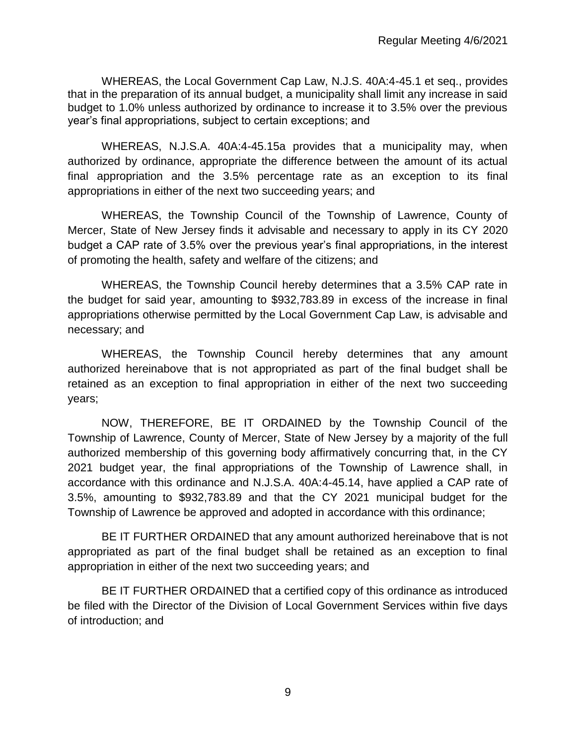WHEREAS, the Local Government Cap Law, N.J.S. 40A:4-45.1 et seq., provides that in the preparation of its annual budget, a municipality shall limit any increase in said budget to 1.0% unless authorized by ordinance to increase it to 3.5% over the previous year's final appropriations, subject to certain exceptions; and

WHEREAS, N.J.S.A. 40A:4-45.15a provides that a municipality may, when authorized by ordinance, appropriate the difference between the amount of its actual final appropriation and the 3.5% percentage rate as an exception to its final appropriations in either of the next two succeeding years; and

WHEREAS, the Township Council of the Township of Lawrence, County of Mercer, State of New Jersey finds it advisable and necessary to apply in its CY 2020 budget a CAP rate of 3.5% over the previous year's final appropriations, in the interest of promoting the health, safety and welfare of the citizens; and

WHEREAS, the Township Council hereby determines that a 3.5% CAP rate in the budget for said year, amounting to $932,783.89 in excess of the increase in final appropriations otherwise permitted by the Local Government Cap Law, is advisable and necessary; and

WHEREAS, the Township Council hereby determines that any amount authorized hereinabove that is not appropriated as part of the final budget shall be retained as an exception to final appropriation in either of the next two succeeding years;

NOW, THEREFORE, BE IT ORDAINED by the Township Council of the Township of Lawrence, County of Mercer, State of New Jersey by a majority of the full authorized membership of this governing body affirmatively concurring that, in the CY 2021 budget year, the final appropriations of the Township of Lawrence shall, in accordance with this ordinance and N.J.S.A. 40A:4-45.14, have applied a CAP rate of 3.5%, amounting to $932,783.89 and that the CY 2021 municipal budget for the Township of Lawrence be approved and adopted in accordance with this ordinance;

BE IT FURTHER ORDAINED that any amount authorized hereinabove that is not appropriated as part of the final budget shall be retained as an exception to final appropriation in either of the next two succeeding years; and

BE IT FURTHER ORDAINED that a certified copy of this ordinance as introduced be filed with the Director of the Division of Local Government Services within five days of introduction; and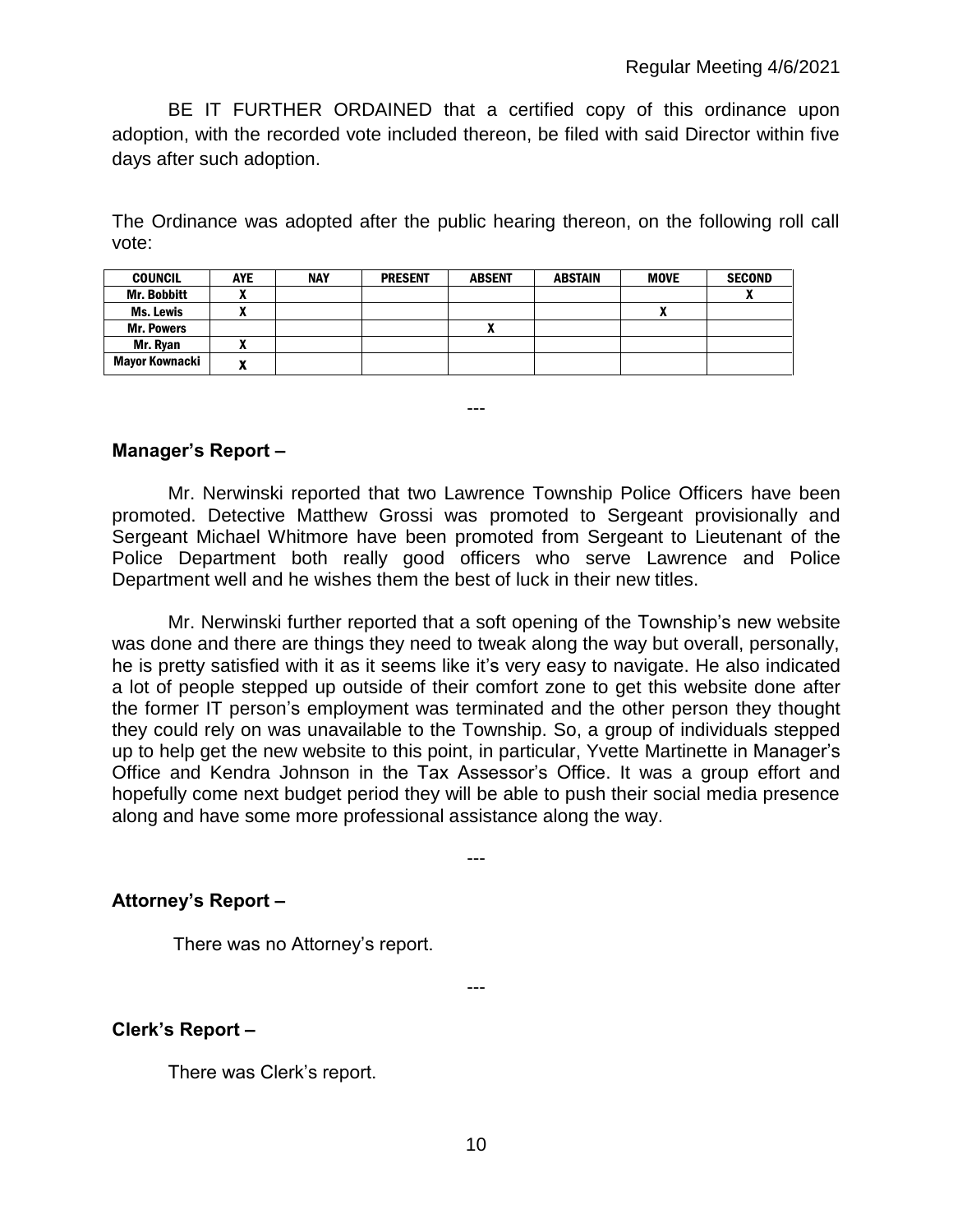BE IT FURTHER ORDAINED that a certified copy of this ordinance upon adoption, with the recorded vote included thereon, be filed with said Director within five days after such adoption.

The Ordinance was adopted after the public hearing thereon, on the following roll call vote:

| COUNCIL | AYE | NAY | PRESENT | ABSENT | ABSTAIN | MOVE | SECOND |
|---|---|---|---|---|---|---|---|
| Mr. Bobbitt | X | | | | | | X |
| Ms. Lewis | X | | | | | X | |
| Mr. Powers | | | | X | | | |
| Mr. Ryan | X | | | | | | |
| Mayor Kownacki | X | | | | | | |

---

**Manager's Report –**

Mr. Nerwinski reported that two Lawrence Township Police Officers have been promoted. Detective Matthew Grossi was promoted to Sergeant provisionally and Sergeant Michael Whitmore have been promoted from Sergeant to Lieutenant of the Police Department both really good officers who serve Lawrence and Police Department well and he wishes them the best of luck in their new titles.

Mr. Nerwinski further reported that a soft opening of the Township's new website was done and there are things they need to tweak along the way but overall, personally, he is pretty satisfied with it as it seems like it's very easy to navigate. He also indicated a lot of people stepped up outside of their comfort zone to get this website done after the former IT person's employment was terminated and the other person they thought they could rely on was unavailable to the Township. So, a group of individuals stepped up to help get the new website to this point, in particular, Yvette Martinette in Manager's Office and Kendra Johnson in the Tax Assessor's Office. It was a group effort and hopefully come next budget period they will be able to push their social media presence along and have some more professional assistance along the way.

---

**Attorney's Report –**

There was no Attorney's report.

---

**Clerk's Report –**

There was Clerk's report.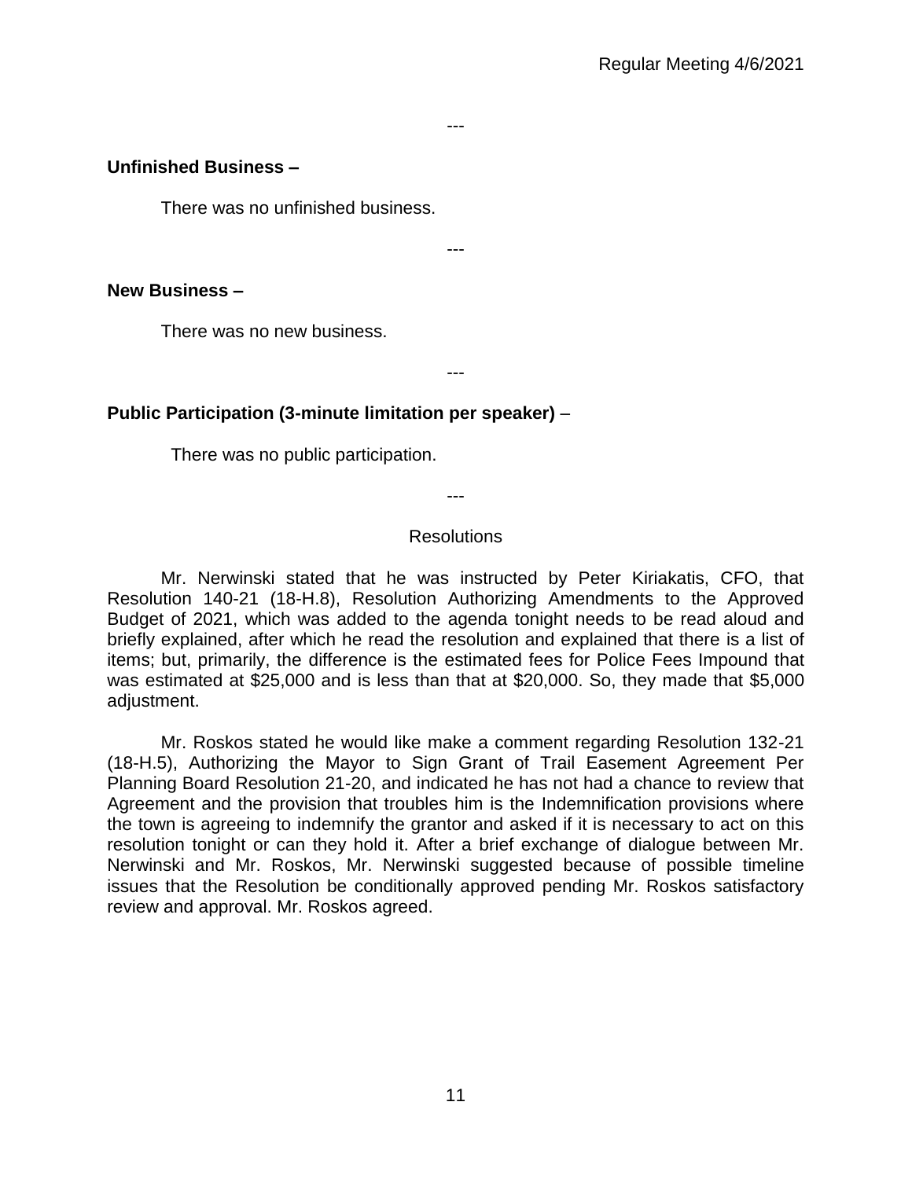---

**Unfinished Business –**

There was no unfinished business.

---

**New Business –**

There was no new business.

---

**Public Participation (3-minute limitation per speaker)** –

There was no public participation.

---

Resolutions

Mr. Nerwinski stated that he was instructed by Peter Kiriakatis, CFO, that Resolution 140-21 (18-H.8), Resolution Authorizing Amendments to the Approved Budget of 2021, which was added to the agenda tonight needs to be read aloud and briefly explained, after which he read the resolution and explained that there is a list of items; but, primarily, the difference is the estimated fees for Police Fees Impound that was estimated at $25,000 and is less than that at $20,000. So, they made that $5,000 adjustment.

Mr. Roskos stated he would like make a comment regarding Resolution 132-21 (18-H.5), Authorizing the Mayor to Sign Grant of Trail Easement Agreement Per Planning Board Resolution 21-20, and indicated he has not had a chance to review that Agreement and the provision that troubles him is the Indemnification provisions where the town is agreeing to indemnify the grantor and asked if it is necessary to act on this resolution tonight or can they hold it. After a brief exchange of dialogue between Mr. Nerwinski and Mr. Roskos, Mr. Nerwinski suggested because of possible timeline issues that the Resolution be conditionally approved pending Mr. Roskos satisfactory review and approval. Mr. Roskos agreed.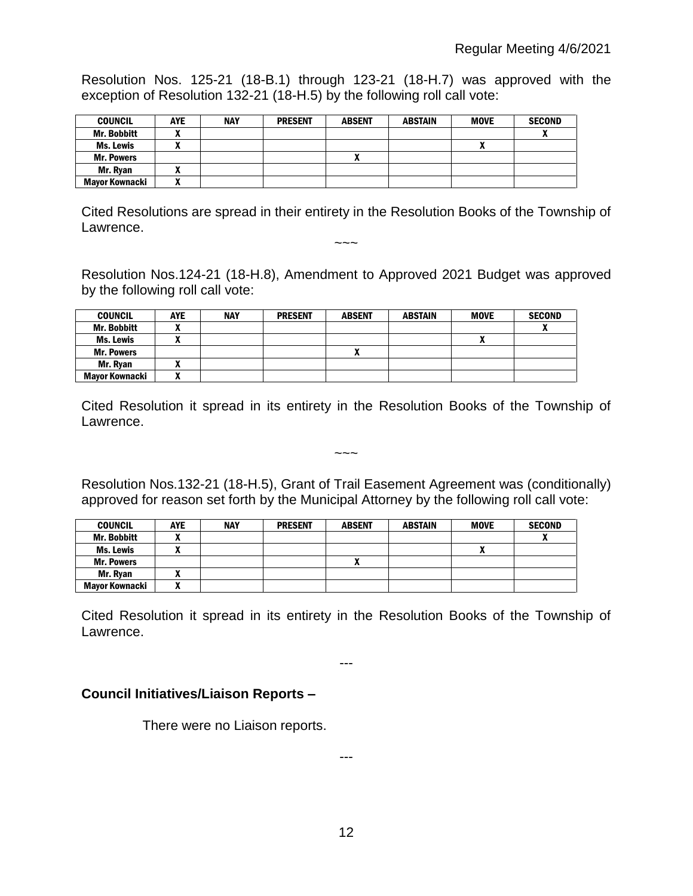Resolution Nos. 125-21 (18-B.1) through 123-21 (18-H.7) was approved with the exception of Resolution 132-21 (18-H.5) by the following roll call vote:

| COUNCIL | AYE | NAY | PRESENT | ABSENT | ABSTAIN | MOVE | SECOND |
|---|---|---|---|---|---|---|---|
| Mr. Bobbitt | X | | | | | | X |
| Ms. Lewis | X | | | | | X | |
| Mr. Powers | | | | X | | | |
| Mr. Ryan | X | | | | | | |
| Mayor Kownacki | X | | | | | | |

Cited Resolutions are spread in their entirety in the Resolution Books of the Township of Lawrence.

~~~

Resolution Nos.124-21 (18-H.8), Amendment to Approved 2021 Budget was approved by the following roll call vote:

| COUNCIL | AYE | NAY | PRESENT | ABSENT | ABSTAIN | MOVE | SECOND |
|---|---|---|---|---|---|---|---|
| Mr. Bobbitt | X | | | | | | X |
| Ms. Lewis | X | | | | | X | |
| Mr. Powers | | | | X | | | |
| Mr. Ryan | X | | | | | | |
| Mayor Kownacki | X | | | | | | |

Cited Resolution it spread in its entirety in the Resolution Books of the Township of Lawrence.

~~~

Resolution Nos.132-21 (18-H.5), Grant of Trail Easement Agreement was (conditionally) approved for reason set forth by the Municipal Attorney by the following roll call vote:

| COUNCIL | AYE | NAY | PRESENT | ABSENT | ABSTAIN | MOVE | SECOND |
|---|---|---|---|---|---|---|---|
| Mr. Bobbitt | X | | | | | | X |
| Ms. Lewis | X | | | | | X | |
| Mr. Powers | | | | X | | | |
| Mr. Ryan | X | | | | | | |
| Mayor Kownacki | X | | | | | | |

Cited Resolution it spread in its entirety in the Resolution Books of the Township of Lawrence.

---

**Council Initiatives/Liaison Reports –**

There were no Liaison reports.

---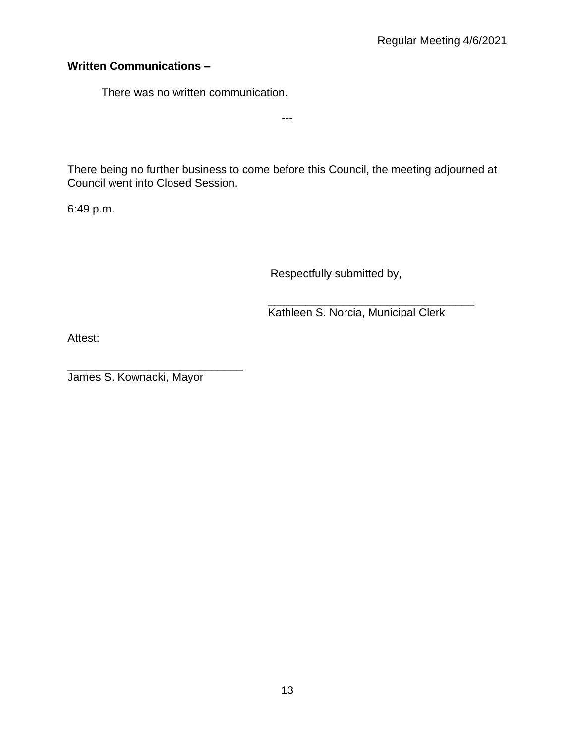**Written Communications –**

There was no written communication.

---

There being no further business to come before this Council, the meeting adjourned at Council went into Closed Session.

6:49 p.m.

Respectfully submitted by,

_________________________________
Kathleen S. Norcia, Municipal Clerk

Attest:

____________________________
James S. Kownacki, Mayor